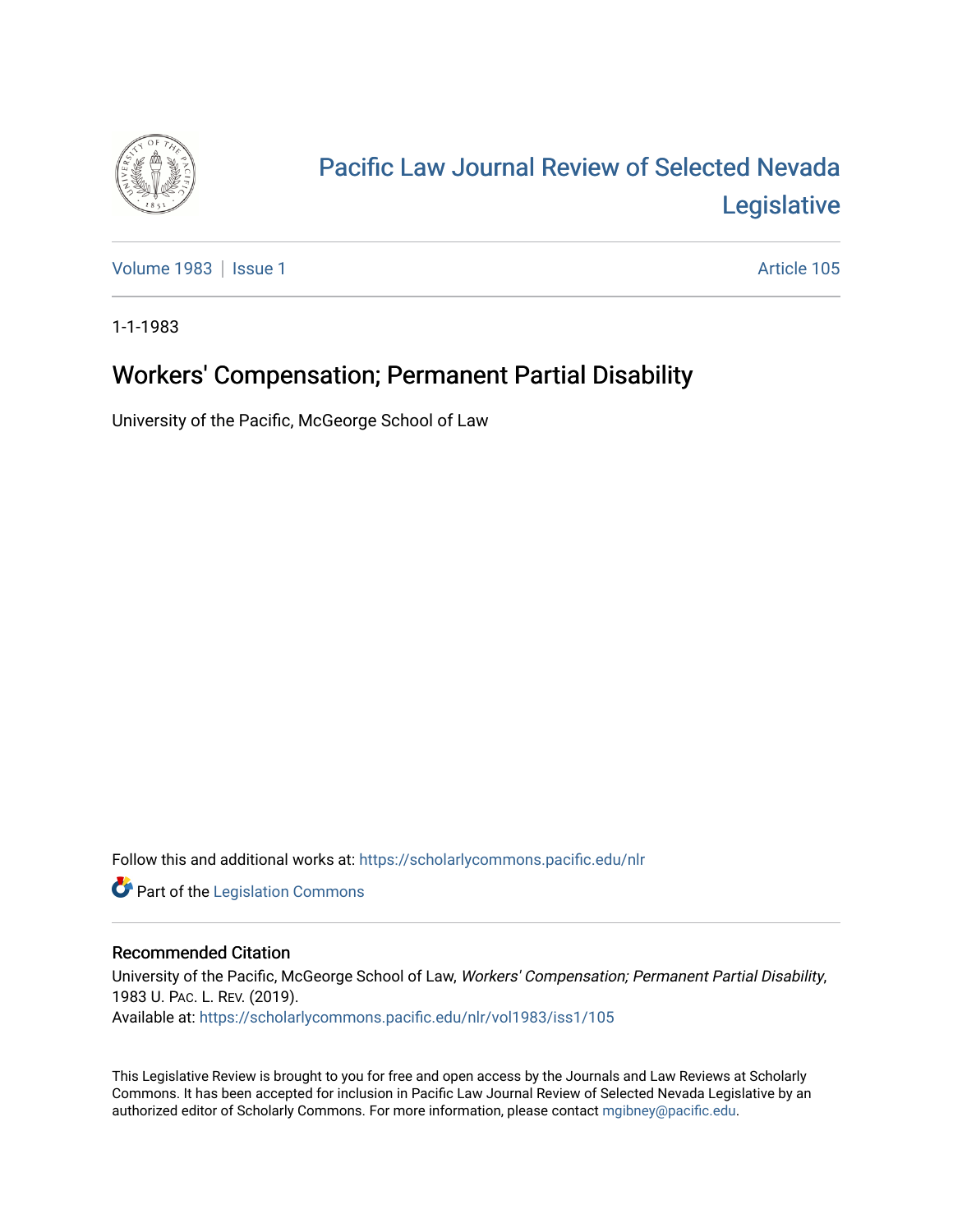# Pacific Law Journal Review of Selected Nevada Legislative

Volume 1983 | Issue 1 Article 105

1-1-1983

## Workers' Compensation; Permanent Partial Disability

University of the Pacific, McGeorge School of Law

Follow this and additional works at: https://scholarlycommons.pacific.edu/nlr

Part of the Legislation Commons

### Recommended Citation

University of the Pacific, McGeorge School of Law, *Workers' Compensation; Permanent Partial Disability*, 1983 U. Pac. L. Rev. (2019).
Available at: https://scholarlycommons.pacific.edu/nlr/vol1983/iss1/105

This Legislative Review is brought to you for free and open access by the Journals and Law Reviews at Scholarly Commons. It has been accepted for inclusion in Pacific Law Journal Review of Selected Nevada Legislative by an authorized editor of Scholarly Commons. For more information, please contact mgibney@pacific.edu.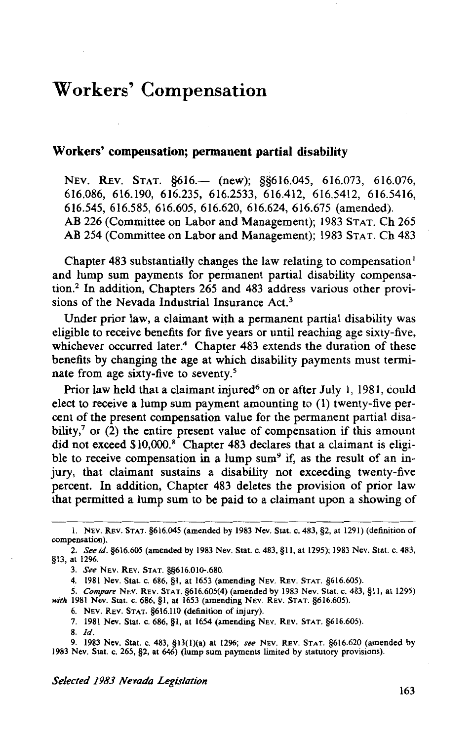# Workers' Compensation

## Workers' compensation; permanent partial disability

NEV. REV. STAT. §616.— (new); §§616.045, 616.073, 616.076, 616.086, 616.190, 616.235, 616.2533, 616.412, 616.5412, 616.5416, 616.545, 616.585, 616.605, 616.620, 616.624, 616.675 (amended).
AB 226 (Committee on Labor and Management); 1983 STAT. Ch 265
AB 254 (Committee on Labor and Management); 1983 STAT. Ch 483

Chapter 483 substantially changes the law relating to compensation[1] and lump sum payments for permanent partial disability compensation.[2] In addition, Chapters 265 and 483 address various other provisions of the Nevada Industrial Insurance Act.[3]

Under prior law, a claimant with a permanent partial disability was eligible to receive benefits for five years or until reaching age sixty-five, whichever occurred later.[4] Chapter 483 extends the duration of these benefits by changing the age at which disability payments must terminate from age sixty-five to seventy.[5]

Prior law held that a claimant injured[6] on or after July 1, 1981, could elect to receive a lump sum payment amounting to (1) twenty-five percent of the present compensation value for the permanent partial disability,[7] or (2) the entire present value of compensation if this amount did not exceed $10,000.[8] Chapter 483 declares that a claimant is eligible to receive compensation in a lump sum[9] if, as the result of an injury, that claimant sustains a disability not exceeding twenty-five percent. In addition, Chapter 483 deletes the provision of prior law that permitted a lump sum to be paid to a claimant upon a showing of

---

1. NEV. REV. STAT. §616.045 (amended by 1983 Nev. Stat. c. 483, §2, at 1291) (definition of compensation).
2. *See id.* §616.605 (amended by 1983 Nev. Stat. c. 483, §11, at 1295); 1983 Nev. Stat. c. 483, §13, at 1296.
3. *See* NEV. REV. STAT. §§616.010-.680.
4. 1981 Nev. Stat. c. 686, §1, at 1653 (amending NEV. REV. STAT. §616.605).
5. *Compare* NEV. REV. STAT. §616.605(4) (amended by 1983 Nev. Stat. c. 483, §11, at 1295) *with* 1981 Nev. Stat. c. 686, §1, at 1653 (amending NEV. REV. STAT. §616.605).
6. NEV. REV. STAT. §616.110 (definition of injury).
7. 1981 Nev. Stat. c. 686, §1, at 1654 (amending NEV. REV. STAT. §616.605).
8. *Id.*
9. 1983 Nev. Stat. c. 483, §13(1)(a) at 1296; *see* NEV. REV. STAT. §616.620 (amended by 1983 Nev. Stat. c. 265, §2, at 646) (lump sum payments limited by statutory provisions).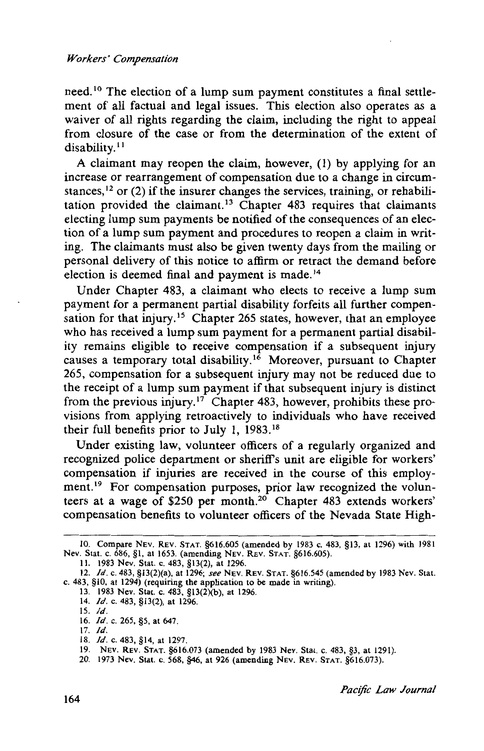need.[10] The election of a lump sum payment constitutes a final settlement of all factual and legal issues. This election also operates as a waiver of all rights regarding the claim, including the right to appeal from closure of the case or from the determination of the extent of disability.[11]

A claimant may reopen the claim, however, (1) by applying for an increase or rearrangement of compensation due to a change in circumstances,[12] or (2) if the insurer changes the services, training, or rehabilitation provided the claimant.[13] Chapter 483 requires that claimants electing lump sum payments be notified of the consequences of an election of a lump sum payment and procedures to reopen a claim in writing. The claimants must also be given twenty days from the mailing or personal delivery of this notice to affirm or retract the demand before election is deemed final and payment is made.[14]

Under Chapter 483, a claimant who elects to receive a lump sum payment for a permanent partial disability forfeits all further compensation for that injury.[15] Chapter 265 states, however, that an employee who has received a lump sum payment for a permanent partial disability remains eligible to receive compensation if a subsequent injury causes a temporary total disability.[16] Moreover, pursuant to Chapter 265, compensation for a subsequent injury may not be reduced due to the receipt of a lump sum payment if that subsequent injury is distinct from the previous injury.[17] Chapter 483, however, prohibits these provisions from applying retroactively to individuals who have received their full benefits prior to July 1, 1983.[18]

Under existing law, volunteer officers of a regularly organized and recognized police department or sheriff's unit are eligible for workers' compensation if injuries are received in the course of this employment.[19] For compensation purposes, prior law recognized the volunteers at a wage of $250 per month.[20] Chapter 483 extends workers' compensation benefits to volunteer officers of the Nevada State High-

---

10. Compare NEV. REV. STAT. §616.605 (amended by 1983 c. 483, §13, at 1296) with 1981 Nev. Stat. c. 686, §1, at 1653. (amending NEV. REV. STAT. §616.605).
11. 1983 Nev. Stat. c. 483, §13(2), at 1296.
12. *Id.* c. 483, §13(2)(a), at 1296; *see* NEV. REV. STAT. §616.545 (amended by 1983 Nev. Stat. c. 483, §10, at 1294) (requiring the application to be made in writing).
13. 1983 Nev. Stat. c. 483, §13(2)(b), at 1296.
14. *Id.* c. 483, §13(2), at 1296.
15. *Id.*
16. *Id.* c. 265, §5, at 647.
17. *Id.*
18. *Id.* c. 483, §14, at 1297.
19. NEV. REV. STAT. §616.073 (amended by 1983 Nev. Stat. c. 483, §3, at 1291).
20. 1973 Nev. Stat. c. 568, §46, at 926 (amending NEV. REV. STAT. §616.073).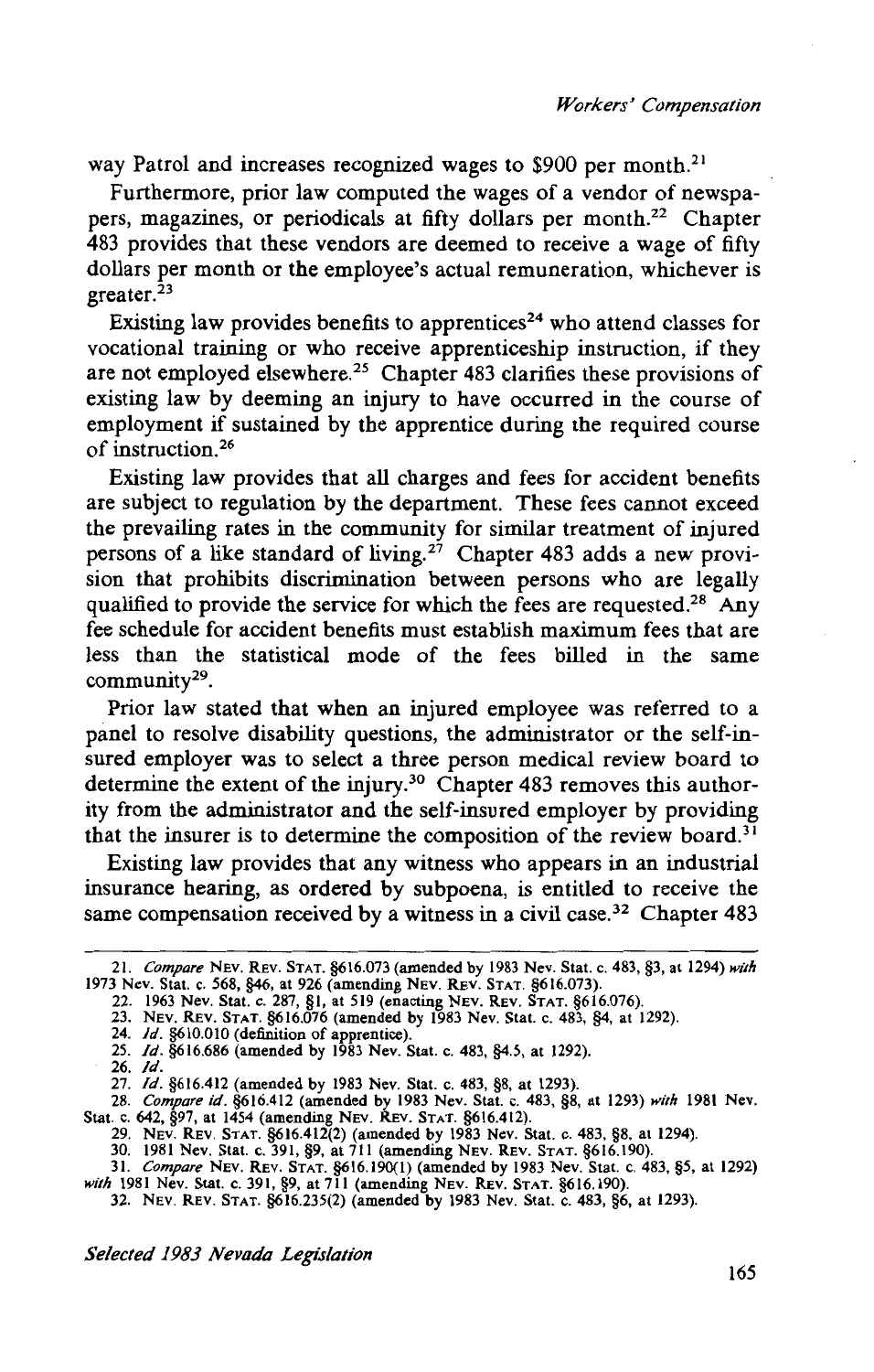way Patrol and increases recognized wages to $900 per month.[21]

Furthermore, prior law computed the wages of a vendor of newspapers, magazines, or periodicals at fifty dollars per month.[22] Chapter 483 provides that these vendors are deemed to receive a wage of fifty dollars per month or the employee's actual remuneration, whichever is greater.[23]

Existing law provides benefits to apprentices[24] who attend classes for vocational training or who receive apprenticeship instruction, if they are not employed elsewhere.[25] Chapter 483 clarifies these provisions of existing law by deeming an injury to have occurred in the course of employment if sustained by the apprentice during the required course of instruction.[26]

Existing law provides that all charges and fees for accident benefits are subject to regulation by the department. These fees cannot exceed the prevailing rates in the community for similar treatment of injured persons of a like standard of living.[27] Chapter 483 adds a new provision that prohibits discrimination between persons who are legally qualified to provide the service for which the fees are requested.[28] Any fee schedule for accident benefits must establish maximum fees that are less than the statistical mode of the fees billed in the same community[29].

Prior law stated that when an injured employee was referred to a panel to resolve disability questions, the administrator or the self-insured employer was to select a three person medical review board to determine the extent of the injury.[30] Chapter 483 removes this authority from the administrator and the self-insured employer by providing that the insurer is to determine the composition of the review board.[31]

Existing law provides that any witness who appears in an industrial insurance hearing, as ordered by subpoena, is entitled to receive the same compensation received by a witness in a civil case.[32] Chapter 483

---

21. *Compare* NEV. REV. STAT. §616.073 (amended by 1983 Nev. Stat. c. 483, §3, at 1294) *with* 1973 Nev. Stat. c. 568, §46, at 926 (amending NEV. REV. STAT. §616.073).
22. 1963 Nev. Stat. c. 287, §1, at 519 (enacting NEV. REV. STAT. §616.076).
23. NEV. REV. STAT. §616.076 (amended by 1983 Nev. Stat. c. 483, §4, at 1292).
24. *Id.* §610.010 (definition of apprentice).
25. *Id.* §616.686 (amended by 1983 Nev. Stat. c. 483, §4.5, at 1292).
26. *Id.*
27. *Id.* §616.412 (amended by 1983 Nev. Stat. c. 483, §8, at 1293).
28. *Compare id.* §616.412 (amended by 1983 Nev. Stat. c. 483, §8, at 1293) *with* 1981 Nev. Stat. c. 642, §97, at 1454 (amending NEV. REV. STAT. §616.412).
29. NEV. REV. STAT. §616.412(2) (amended by 1983 Nev. Stat. c. 483, §8, at 1294).
30. 1981 Nev. Stat. c. 391, §9, at 711 (amending NEV. REV. STAT. §616.190).
31. *Compare* NEV. REV. STAT. §616.190(1) (amended by 1983 Nev. Stat. c. 483, §5, at 1292) *with* 1981 Nev. Stat. c. 391, §9, at 711 (amending NEV. REV. STAT. §616.190).
32. NEV. REV. STAT. §616.235(2) (amended by 1983 Nev. Stat. c. 483, §6, at 1293).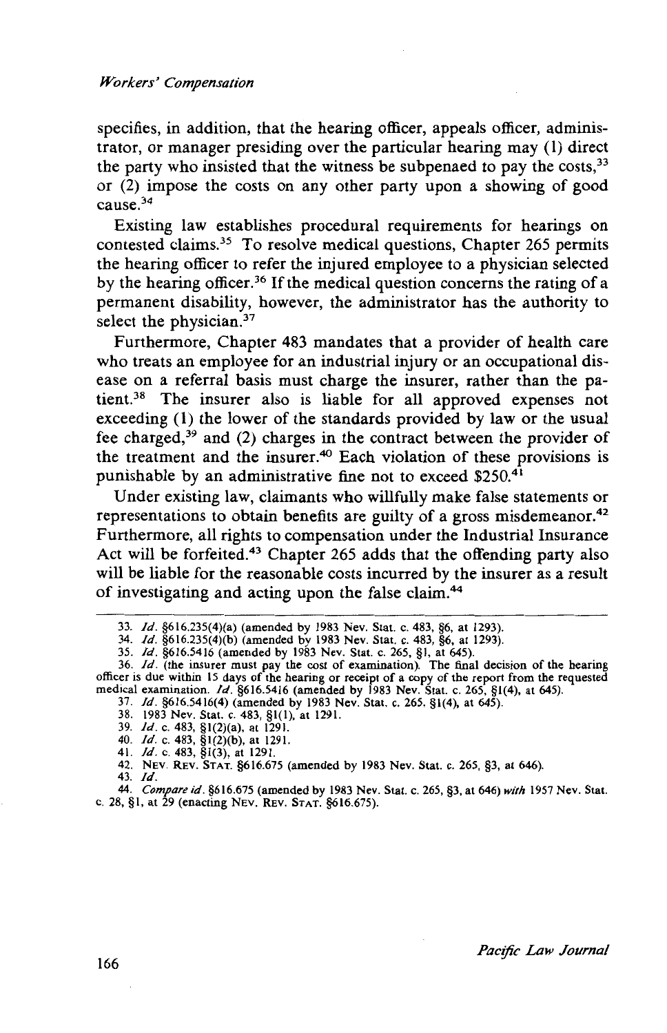specifies, in addition, that the hearing officer, appeals officer, administrator, or manager presiding over the particular hearing may (1) direct the party who insisted that the witness be subpenaed to pay the costs,[33] or (2) impose the costs on any other party upon a showing of good cause.[34]

Existing law establishes procedural requirements for hearings on contested claims.[35] To resolve medical questions, Chapter 265 permits the hearing officer to refer the injured employee to a physician selected by the hearing officer.[36] If the medical question concerns the rating of a permanent disability, however, the administrator has the authority to select the physician.[37]

Furthermore, Chapter 483 mandates that a provider of health care who treats an employee for an industrial injury or an occupational disease on a referral basis must charge the insurer, rather than the patient.[38] The insurer also is liable for all approved expenses not exceeding (1) the lower of the standards provided by law or the usual fee charged,[39] and (2) charges in the contract between the provider of the treatment and the insurer.[40] Each violation of these provisions is punishable by an administrative fine not to exceed $250.[41]

Under existing law, claimants who willfully make false statements or representations to obtain benefits are guilty of a gross misdemeanor.[42] Furthermore, all rights to compensation under the Industrial Insurance Act will be forfeited.[43] Chapter 265 adds that the offending party also will be liable for the reasonable costs incurred by the insurer as a result of investigating and acting upon the false claim.[44]

---

33. *Id.* §616.235(4)(a) (amended by 1983 Nev. Stat. c. 483, §6, at 1293).
34. *Id.* §616.235(4)(b) (amended by 1983 Nev. Stat. c. 483, §6, at 1293).
35. *Id.* §616.5416 (amended by 1983 Nev. Stat. c. 265, §1, at 645).
36. *Id.* (the insurer must pay the cost of examination). The final decision of the hearing officer is due within 15 days of the hearing or receipt of a copy of the report from the requested medical examination. *Id.* §616.5416 (amended by 1983 Nev. Stat. c. 265, §1(4), at 645).
37. *Id.* §616.5416(4) (amended by 1983 Nev. Stat. c. 265, §1(4), at 645).
38. 1983 Nev. Stat. c. 483, §1(1), at 1291.
39. *Id.* c. 483, §1(2)(a), at 1291.
40. *Id.* c. 483, §1(2)(b), at 1291.
41. *Id.* c. 483, §1(3), at 1291.
42. NEV. REV. STAT. §616.675 (amended by 1983 Nev. Stat. c. 265, §3, at 646).
43. *Id.*
44. *Compare id.* §616.675 (amended by 1983 Nev. Stat. c. 265, §3, at 646) *with* 1957 Nev. Stat. c. 28, §1, at 29 (enacting NEV. REV. STAT. §616.675).